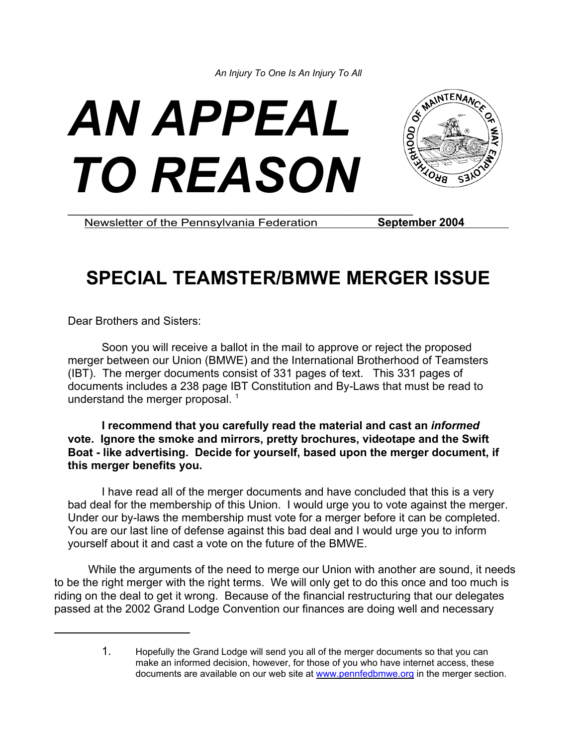*An Injury To One Is An Injury To All*

# *AN APPEAL TO REASON*

Newsletter of the Pennsylvania Federation **September 2004**

## SPECIAL TEAMSTER/BMWE MERGER ISSUE

Dear Brothers and Sisters:

Soon you will receive a ballot in the mail to approve or reject the proposed merger between our Union (BMWE) and the International Brotherhood of Teamsters (IBT). The merger documents consist of 331 pages of text. This 331 pages of documents includes a 238 page IBT Constitution and By-Laws that must be read to understand the merger proposal. [1]

**I recommend that you carefully read the material and cast an *informed* vote. Ignore the smoke and mirrors, pretty brochures, videotape and the Swift Boat - like advertising. Decide for yourself, based upon the merger document, if this merger benefits you.**

I have read all of the merger documents and have concluded that this is a very bad deal for the membership of this Union. I would urge you to vote against the merger. Under our by-laws the membership must vote for a merger before it can be completed. You are our last line of defense against this bad deal and I would urge you to inform yourself about it and cast a vote on the future of the BMWE.

While the arguments of the need to merge our Union with another are sound, it needs to be the right merger with the right terms. We will only get to do this once and too much is riding on the deal to get it wrong. Because of the financial restructuring that our delegates passed at the 2002 Grand Lodge Convention our finances are doing well and necessary

---

1. Hopefully the Grand Lodge will send you all of the merger documents so that you can make an informed decision, however, for those of you who have internet access, these documents are available on our web site at www.pennfedbmwe.org in the merger section.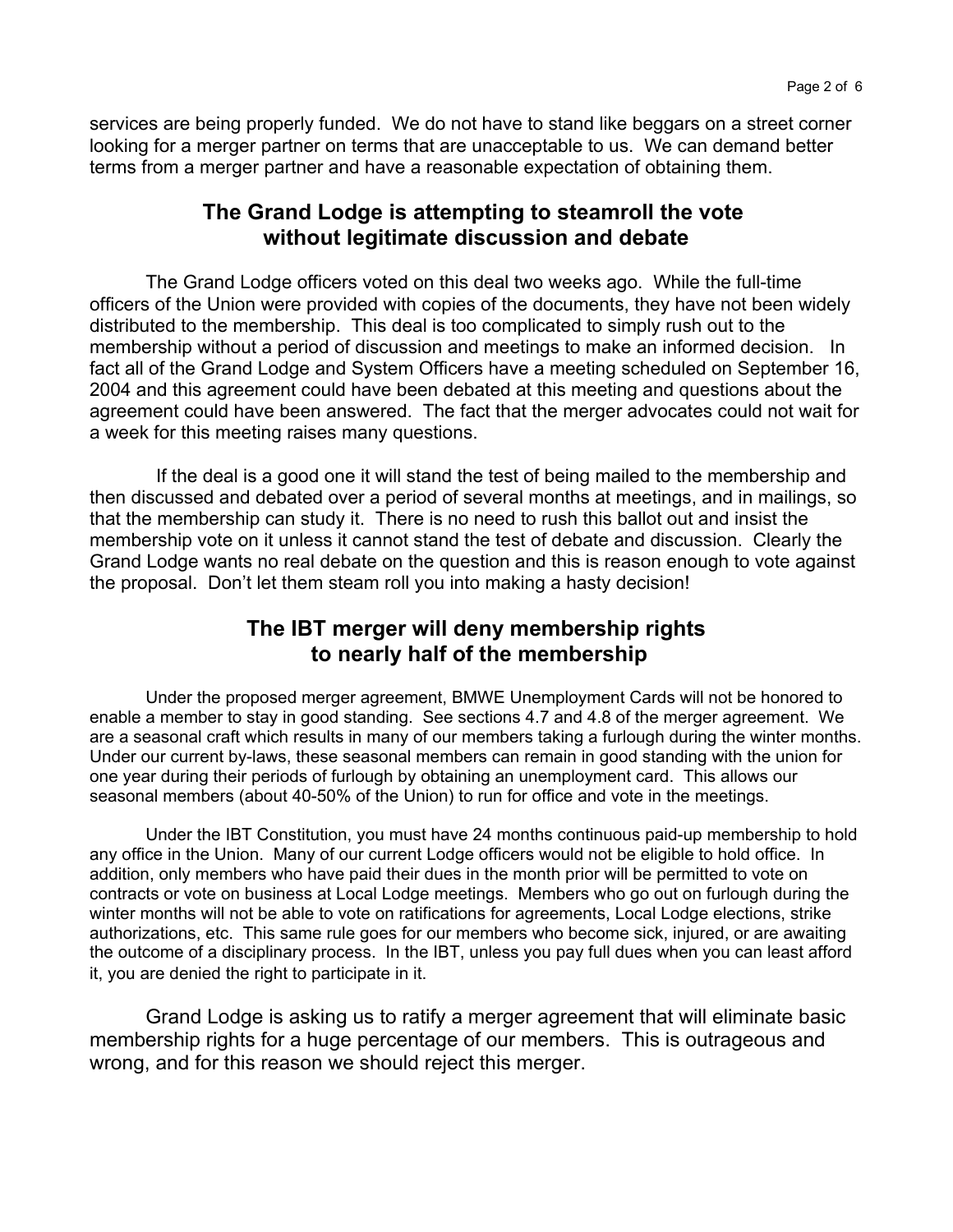services are being properly funded. We do not have to stand like beggars on a street corner looking for a merger partner on terms that are unacceptable to us. We can demand better terms from a merger partner and have a reasonable expectation of obtaining them.

## The Grand Lodge is attempting to steamroll the vote without legitimate discussion and debate

The Grand Lodge officers voted on this deal two weeks ago. While the full-time officers of the Union were provided with copies of the documents, they have not been widely distributed to the membership. This deal is too complicated to simply rush out to the membership without a period of discussion and meetings to make an informed decision. In fact all of the Grand Lodge and System Officers have a meeting scheduled on September 16, 2004 and this agreement could have been debated at this meeting and questions about the agreement could have been answered. The fact that the merger advocates could not wait for a week for this meeting raises many questions.

If the deal is a good one it will stand the test of being mailed to the membership and then discussed and debated over a period of several months at meetings, and in mailings, so that the membership can study it. There is no need to rush this ballot out and insist the membership vote on it unless it cannot stand the test of debate and discussion. Clearly the Grand Lodge wants no real debate on the question and this is reason enough to vote against the proposal. Don't let them steam roll you into making a hasty decision!

## The IBT merger will deny membership rights to nearly half of the membership

Under the proposed merger agreement, BMWE Unemployment Cards will not be honored to enable a member to stay in good standing. See sections 4.7 and 4.8 of the merger agreement. We are a seasonal craft which results in many of our members taking a furlough during the winter months. Under our current by-laws, these seasonal members can remain in good standing with the union for one year during their periods of furlough by obtaining an unemployment card. This allows our seasonal members (about 40-50% of the Union) to run for office and vote in the meetings.

Under the IBT Constitution, you must have 24 months continuous paid-up membership to hold any office in the Union. Many of our current Lodge officers would not be eligible to hold office. In addition, only members who have paid their dues in the month prior will be permitted to vote on contracts or vote on business at Local Lodge meetings. Members who go out on furlough during the winter months will not be able to vote on ratifications for agreements, Local Lodge elections, strike authorizations, etc. This same rule goes for our members who become sick, injured, or are awaiting the outcome of a disciplinary process. In the IBT, unless you pay full dues when you can least afford it, you are denied the right to participate in it.

Grand Lodge is asking us to ratify a merger agreement that will eliminate basic membership rights for a huge percentage of our members. This is outrageous and wrong, and for this reason we should reject this merger.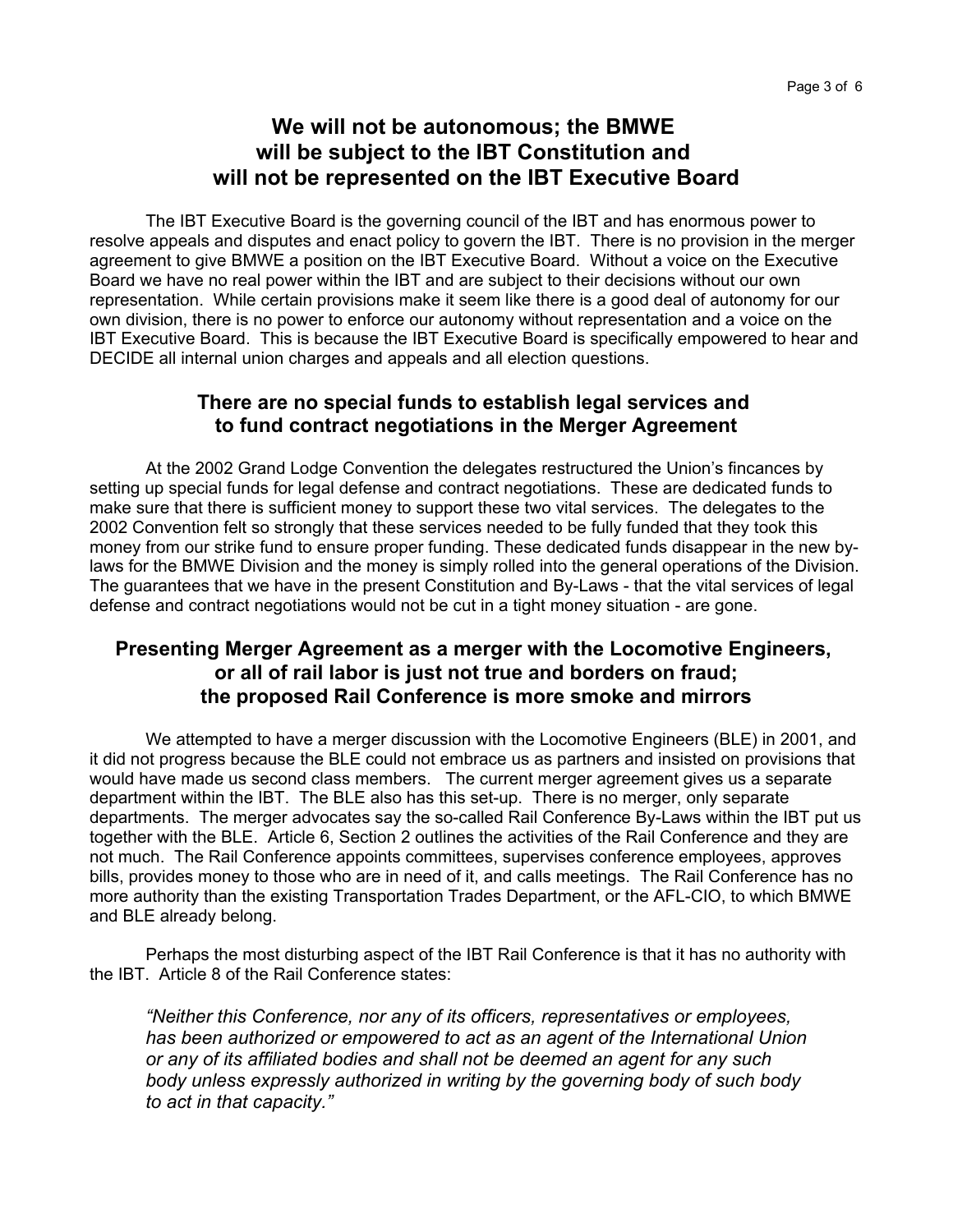## We will not be autonomous; the BMWE will be subject to the IBT Constitution and will not be represented on the IBT Executive Board

The IBT Executive Board is the governing council of the IBT and has enormous power to resolve appeals and disputes and enact policy to govern the IBT. There is no provision in the merger agreement to give BMWE a position on the IBT Executive Board. Without a voice on the Executive Board we have no real power within the IBT and are subject to their decisions without our own representation. While certain provisions make it seem like there is a good deal of autonomy for our own division, there is no power to enforce our autonomy without representation and a voice on the IBT Executive Board. This is because the IBT Executive Board is specifically empowered to hear and DECIDE all internal union charges and appeals and all election questions.

### There are no special funds to establish legal services and to fund contract negotiations in the Merger Agreement

At the 2002 Grand Lodge Convention the delegates restructured the Union's fincances by setting up special funds for legal defense and contract negotiations. These are dedicated funds to make sure that there is sufficient money to support these two vital services. The delegates to the 2002 Convention felt so strongly that these services needed to be fully funded that they took this money from our strike fund to ensure proper funding. These dedicated funds disappear in the new by-laws for the BMWE Division and the money is simply rolled into the general operations of the Division. The guarantees that we have in the present Constitution and By-Laws - that the vital services of legal defense and contract negotiations would not be cut in a tight money situation - are gone.

### Presenting Merger Agreement as a merger with the Locomotive Engineers, or all of rail labor is just not true and borders on fraud; the proposed Rail Conference is more smoke and mirrors

We attempted to have a merger discussion with the Locomotive Engineers (BLE) in 2001, and it did not progress because the BLE could not embrace us as partners and insisted on provisions that would have made us second class members. The current merger agreement gives us a separate department within the IBT. The BLE also has this set-up. There is no merger, only separate departments. The merger advocates say the so-called Rail Conference By-Laws within the IBT put us together with the BLE. Article 6, Section 2 outlines the activities of the Rail Conference and they are not much. The Rail Conference appoints committees, supervises conference employees, approves bills, provides money to those who are in need of it, and calls meetings. The Rail Conference has no more authority than the existing Transportation Trades Department, or the AFL-CIO, to which BMWE and BLE already belong.

Perhaps the most disturbing aspect of the IBT Rail Conference is that it has no authority with the IBT. Article 8 of the Rail Conference states:

> *"Neither this Conference, nor any of its officers, representatives or employees, has been authorized or empowered to act as an agent of the International Union or any of its affiliated bodies and shall not be deemed an agent for any such body unless expressly authorized in writing by the governing body of such body to act in that capacity."*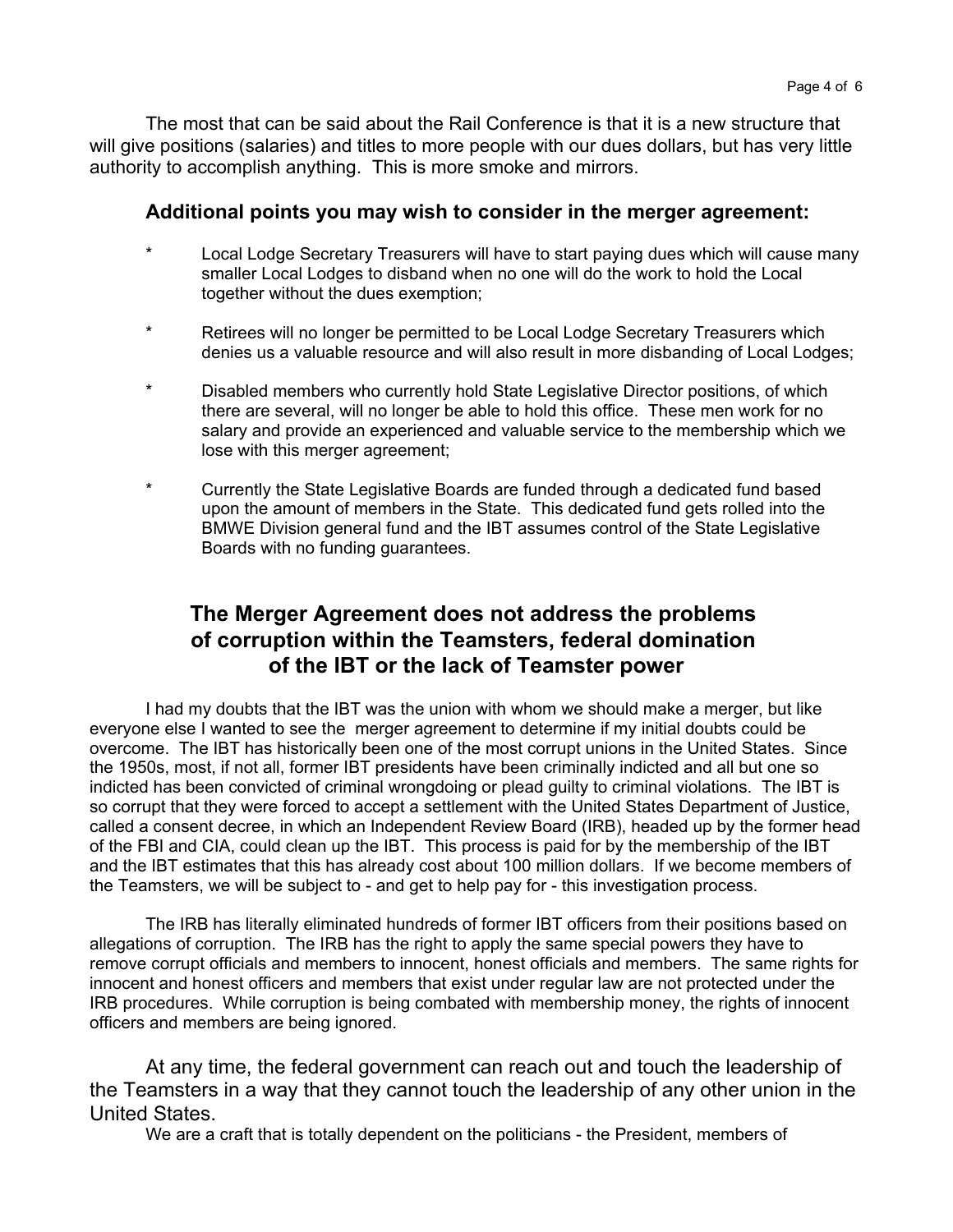The most that can be said about the Rail Conference is that it is a new structure that will give positions (salaries) and titles to more people with our dues dollars, but has very little authority to accomplish anything. This is more smoke and mirrors.

### Additional points you may wish to consider in the merger agreement:

* Local Lodge Secretary Treasurers will have to start paying dues which will cause many smaller Local Lodges to disband when no one will do the work to hold the Local together without the dues exemption;

* Retirees will no longer be permitted to be Local Lodge Secretary Treasurers which denies us a valuable resource and will also result in more disbanding of Local Lodges;

* Disabled members who currently hold State Legislative Director positions, of which there are several, will no longer be able to hold this office. These men work for no salary and provide an experienced and valuable service to the membership which we lose with this merger agreement;

* Currently the State Legislative Boards are funded through a dedicated fund based upon the amount of members in the State. This dedicated fund gets rolled into the BMWE Division general fund and the IBT assumes control of the State Legislative Boards with no funding guarantees.

## The Merger Agreement does not address the problems of corruption within the Teamsters, federal domination of the IBT or the lack of Teamster power

I had my doubts that the IBT was the union with whom we should make a merger, but like everyone else I wanted to see the merger agreement to determine if my initial doubts could be overcome. The IBT has historically been one of the most corrupt unions in the United States. Since the 1950s, most, if not all, former IBT presidents have been criminally indicted and all but one so indicted has been convicted of criminal wrongdoing or plead guilty to criminal violations. The IBT is so corrupt that they were forced to accept a settlement with the United States Department of Justice, called a consent decree, in which an Independent Review Board (IRB), headed up by the former head of the FBI and CIA, could clean up the IBT. This process is paid for by the membership of the IBT and the IBT estimates that this has already cost about 100 million dollars. If we become members of the Teamsters, we will be subject to - and get to help pay for - this investigation process.

The IRB has literally eliminated hundreds of former IBT officers from their positions based on allegations of corruption. The IRB has the right to apply the same special powers they have to remove corrupt officials and members to innocent, honest officials and members. The same rights for innocent and honest officers and members that exist under regular law are not protected under the IRB procedures. While corruption is being combated with membership money, the rights of innocent officers and members are being ignored.

At any time, the federal government can reach out and touch the leadership of the Teamsters in a way that they cannot touch the leadership of any other union in the United States.

We are a craft that is totally dependent on the politicians - the President, members of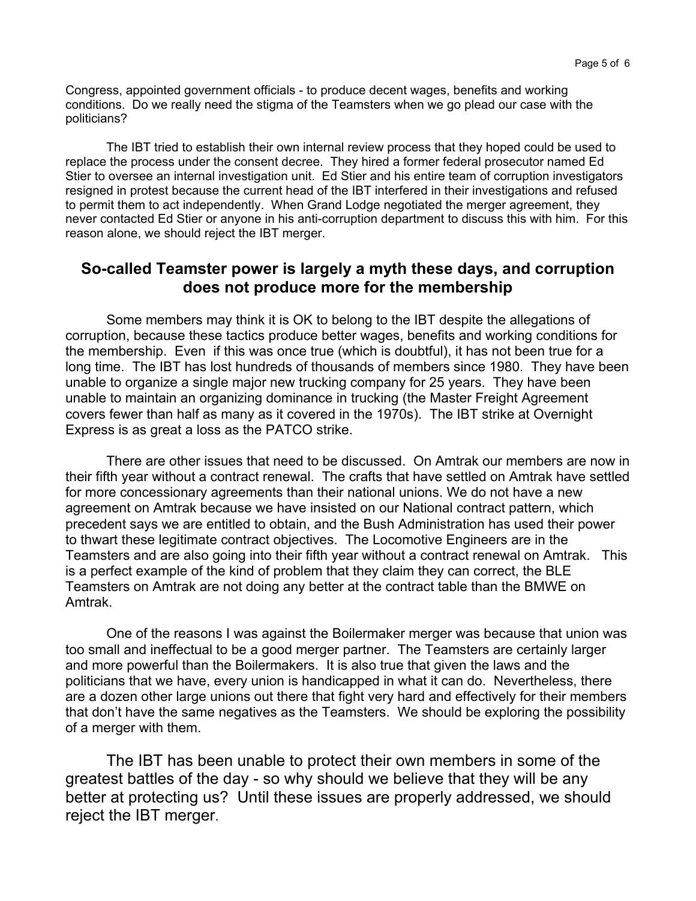Congress, appointed government officials - to produce decent wages, benefits and working conditions. Do we really need the stigma of the Teamsters when we go plead our case with the politicians?

The IBT tried to establish their own internal review process that they hoped could be used to replace the process under the consent decree. They hired a former federal prosecutor named Ed Stier to oversee an internal investigation unit. Ed Stier and his entire team of corruption investigators resigned in protest because the current head of the IBT interfered in their investigations and refused to permit them to act independently. When Grand Lodge negotiated the merger agreement, they never contacted Ed Stier or anyone in his anti-corruption department to discuss this with him. For this reason alone, we should reject the IBT merger.

## So-called Teamster power is largely a myth these days, and corruption does not produce more for the membership

Some members may think it is OK to belong to the IBT despite the allegations of corruption, because these tactics produce better wages, benefits and working conditions for the membership. Even if this was once true (which is doubtful), it has not been true for a long time. The IBT has lost hundreds of thousands of members since 1980. They have been unable to organize a single major new trucking company for 25 years. They have been unable to maintain an organizing dominance in trucking (the Master Freight Agreement covers fewer than half as many as it covered in the 1970s). The IBT strike at Overnight Express is as great a loss as the PATCO strike.

There are other issues that need to be discussed. On Amtrak our members are now in their fifth year without a contract renewal. The crafts that have settled on Amtrak have settled for more concessionary agreements than their national unions. We do not have a new agreement on Amtrak because we have insisted on our National contract pattern, which precedent says we are entitled to obtain, and the Bush Administration has used their power to thwart these legitimate contract objectives. The Locomotive Engineers are in the Teamsters and are also going into their fifth year without a contract renewal on Amtrak. This is a perfect example of the kind of problem that they claim they can correct, the BLE Teamsters on Amtrak are not doing any better at the contract table than the BMWE on Amtrak.

One of the reasons I was against the Boilermaker merger was because that union was too small and ineffectual to be a good merger partner. The Teamsters are certainly larger and more powerful than the Boilermakers. It is also true that given the laws and the politicians that we have, every union is handicapped in what it can do. Nevertheless, there are a dozen other large unions out there that fight very hard and effectively for their members that don't have the same negatives as the Teamsters. We should be exploring the possibility of a merger with them.

The IBT has been unable to protect their own members in some of the greatest battles of the day - so why should we believe that they will be any better at protecting us? Until these issues are properly addressed, we should reject the IBT merger.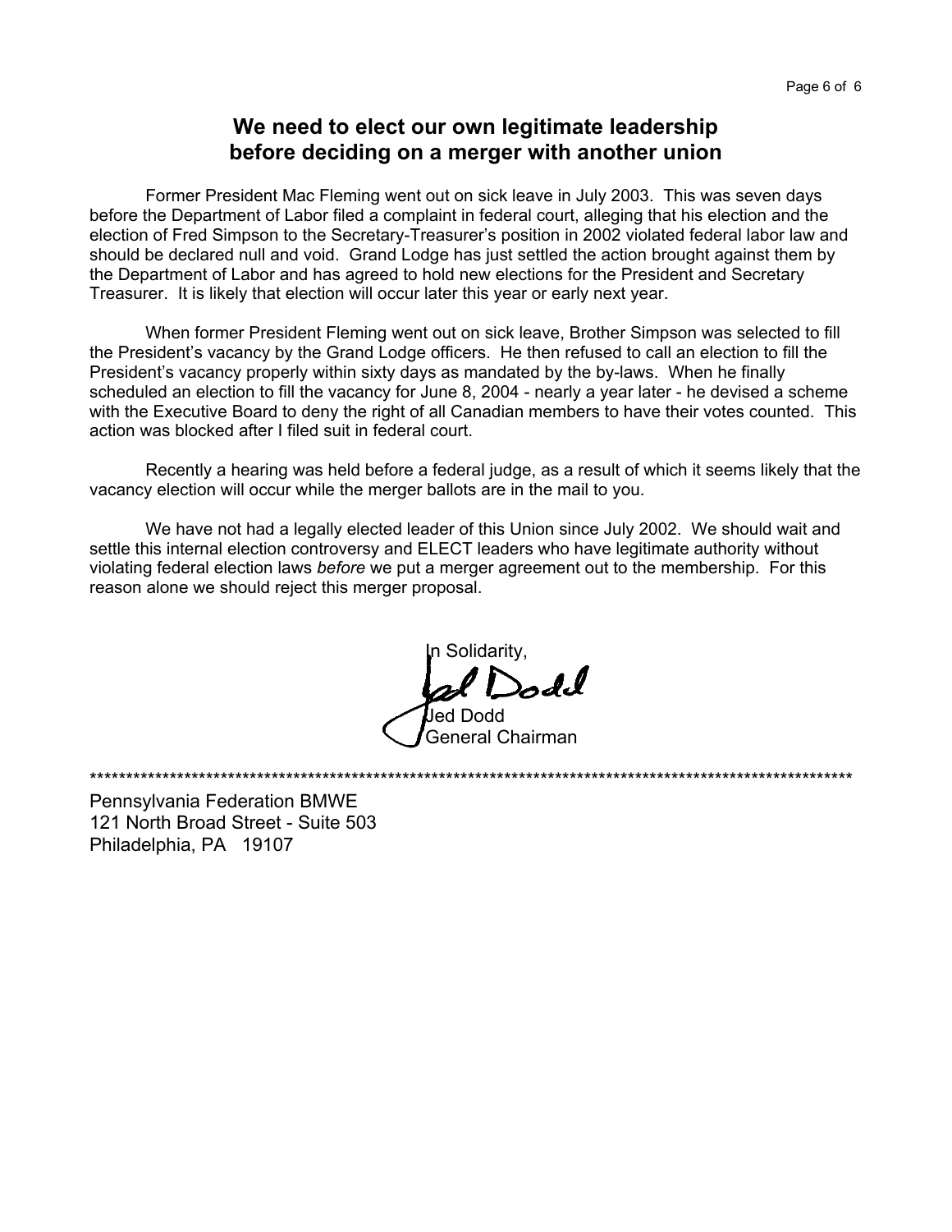## We need to elect our own legitimate leadership before deciding on a merger with another union

Former President Mac Fleming went out on sick leave in July 2003. This was seven days before the Department of Labor filed a complaint in federal court, alleging that his election and the election of Fred Simpson to the Secretary-Treasurer's position in 2002 violated federal labor law and should be declared null and void. Grand Lodge has just settled the action brought against them by the Department of Labor and has agreed to hold new elections for the President and Secretary Treasurer. It is likely that election will occur later this year or early next year.

When former President Fleming went out on sick leave, Brother Simpson was selected to fill the President's vacancy by the Grand Lodge officers. He then refused to call an election to fill the President's vacancy properly within sixty days as mandated by the by-laws. When he finally scheduled an election to fill the vacancy for June 8, 2004 - nearly a year later - he devised a scheme with the Executive Board to deny the right of all Canadian members to have their votes counted. This action was blocked after I filed suit in federal court.

Recently a hearing was held before a federal judge, as a result of which it seems likely that the vacancy election will occur while the merger ballots are in the mail to you.

We have not had a legally elected leader of this Union since July 2002. We should wait and settle this internal election controversy and ELECT leaders who have legitimate authority without violating federal election laws *before* we put a merger agreement out to the membership. For this reason alone we should reject this merger proposal.

In Solidarity,

Jed Dodd
General Chairman

**************************************************************************************************************

Pennsylvania Federation BMWE
121 North Broad Street - Suite 503
Philadelphia, PA 19107